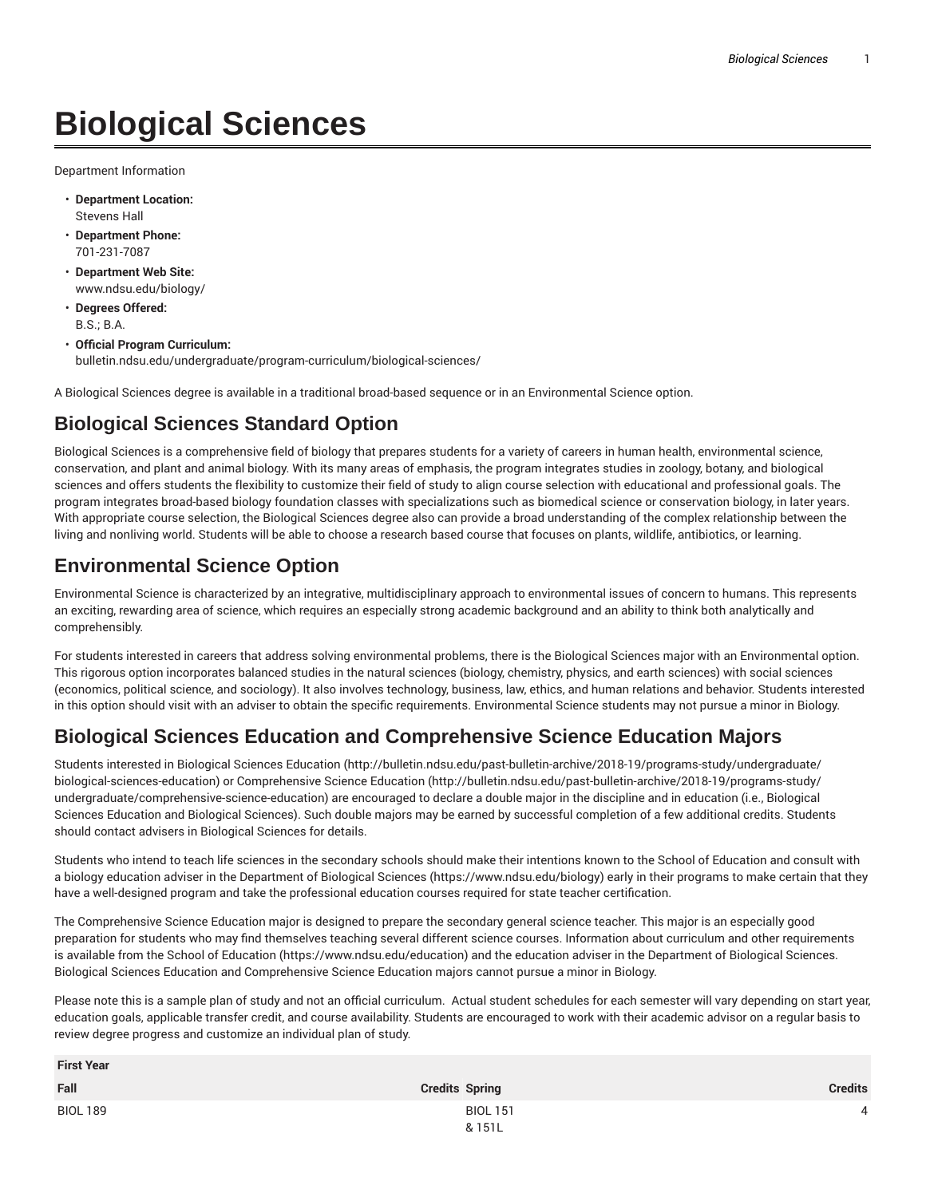# Biological Sciences

Department Information

- **Department Location:**
  Stevens Hall
- **Department Phone:**
  701-231-7087
- **Department Web Site:**
  www.ndsu.edu/biology/
- **Degrees Offered:**
  B.S.; B.A.
- **Official Program Curriculum:**
  bulletin.ndsu.edu/undergraduate/program-curriculum/biological-sciences/

A Biological Sciences degree is available in a traditional broad-based sequence or in an Environmental Science option.

## Biological Sciences Standard Option

Biological Sciences is a comprehensive field of biology that prepares students for a variety of careers in human health, environmental science, conservation, and plant and animal biology. With its many areas of emphasis, the program integrates studies in zoology, botany, and biological sciences and offers students the flexibility to customize their field of study to align course selection with educational and professional goals. The program integrates broad-based biology foundation classes with specializations such as biomedical science or conservation biology, in later years. With appropriate course selection, the Biological Sciences degree also can provide a broad understanding of the complex relationship between the living and nonliving world. Students will be able to choose a research based course that focuses on plants, wildlife, antibiotics, or learning.

## Environmental Science Option

Environmental Science is characterized by an integrative, multidisciplinary approach to environmental issues of concern to humans. This represents an exciting, rewarding area of science, which requires an especially strong academic background and an ability to think both analytically and comprehensibly.

For students interested in careers that address solving environmental problems, there is the Biological Sciences major with an Environmental option. This rigorous option incorporates balanced studies in the natural sciences (biology, chemistry, physics, and earth sciences) with social sciences (economics, political science, and sociology). It also involves technology, business, law, ethics, and human relations and behavior. Students interested in this option should visit with an adviser to obtain the specific requirements. Environmental Science students may not pursue a minor in Biology.

## Biological Sciences Education and Comprehensive Science Education Majors

Students interested in Biological Sciences Education (http://bulletin.ndsu.edu/past-bulletin-archive/2018-19/programs-study/undergraduate/biological-sciences-education) or Comprehensive Science Education (http://bulletin.ndsu.edu/past-bulletin-archive/2018-19/programs-study/undergraduate/comprehensive-science-education) are encouraged to declare a double major in the discipline and in education (i.e., Biological Sciences Education and Biological Sciences). Such double majors may be earned by successful completion of a few additional credits. Students should contact advisers in Biological Sciences for details.

Students who intend to teach life sciences in the secondary schools should make their intentions known to the School of Education and consult with a biology education adviser in the Department of Biological Sciences (https://www.ndsu.edu/biology) early in their programs to make certain that they have a well-designed program and take the professional education courses required for state teacher certification.

The Comprehensive Science Education major is designed to prepare the secondary general science teacher. This major is an especially good preparation for students who may find themselves teaching several different science courses. Information about curriculum and other requirements is available from the School of Education (https://www.ndsu.edu/education) and the education adviser in the Department of Biological Sciences. Biological Sciences Education and Comprehensive Science Education majors cannot pursue a minor in Biology.

Please note this is a sample plan of study and not an official curriculum. Actual student schedules for each semester will vary depending on start year, education goals, applicable transfer credit, and course availability. Students are encouraged to work with their academic advisor on a regular basis to review degree progress and customize an individual plan of study.

| First Year | | | |
|---|---|---|---|
| **Fall** | **Credits** | **Spring** | **Credits** |
| BIOL 189 | | BIOL 151 & 151L | 4 |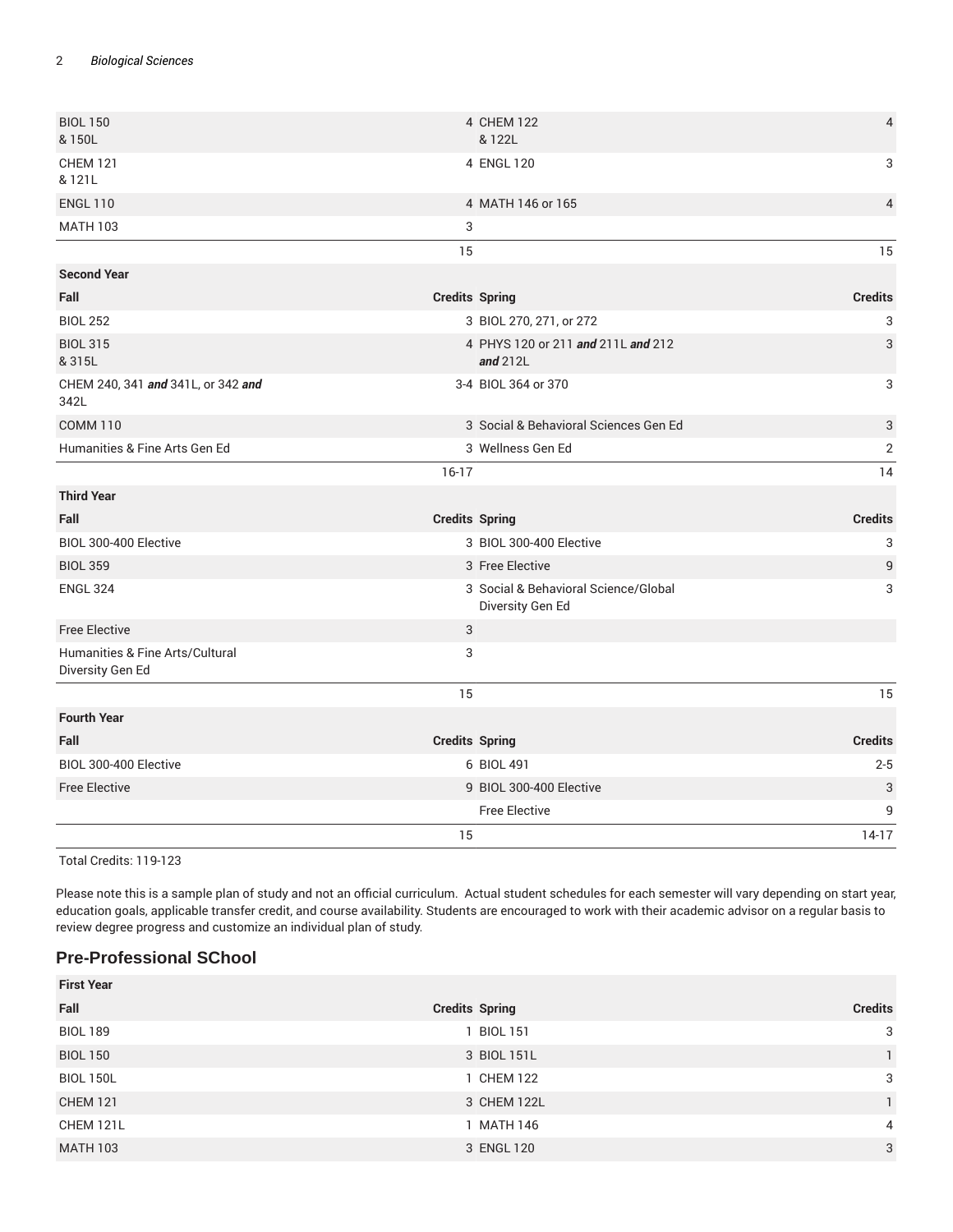| | | | |
|---|---|---|---|
| BIOL 150<br>& 150L | 4 | CHEM 122<br>& 122L | 4 |
| CHEM 121<br>& 121L | 4 | ENGL 120 | 3 |
| ENGL 110 | 4 | MATH 146 or 165 | 4 |
| MATH 103 | 3 | | |
| | 15 | | 15 |
| **Second Year** | | | |
| **Fall** | **Credits** | **Spring** | **Credits** |
| BIOL 252 | 3 | BIOL 270, 271, or 272 | 3 |
| BIOL 315<br>& 315L | 4 | PHYS 120 or 211 ***and*** 211L ***and*** 212 ***and*** 212L | 3 |
| CHEM 240, 341 ***and*** 341L, or 342 ***and*** 342L | 3-4 | BIOL 364 or 370 | 3 |
| COMM 110 | 3 | Social & Behavioral Sciences Gen Ed | 3 |
| Humanities & Fine Arts Gen Ed | 3 | Wellness Gen Ed | 2 |
| | 16-17 | | 14 |
| **Third Year** | | | |
| **Fall** | **Credits** | **Spring** | **Credits** |
| BIOL 300-400 Elective | 3 | BIOL 300-400 Elective | 3 |
| BIOL 359 | 3 | Free Elective | 9 |
| ENGL 324 | 3 | Social & Behavioral Science/Global Diversity Gen Ed | 3 |
| Free Elective | 3 | | |
| Humanities & Fine Arts/Cultural Diversity Gen Ed | 3 | | |
| | 15 | | 15 |
| **Fourth Year** | | | |
| **Fall** | **Credits** | **Spring** | **Credits** |
| BIOL 300-400 Elective | 6 | BIOL 491 | 2-5 |
| Free Elective | 9 | BIOL 300-400 Elective | 3 |
| | | Free Elective | 9 |
| | 15 | | 14-17 |

Total Credits: 119-123

Please note this is a sample plan of study and not an official curriculum. Actual student schedules for each semester will vary depending on start year, education goals, applicable transfer credit, and course availability. Students are encouraged to work with their academic advisor on a regular basis to review degree progress and customize an individual plan of study.

## Pre-Professional SChool

| **First Year** | | | |
|---|---|---|---|
| **Fall** | **Credits** | **Spring** | **Credits** |
| BIOL 189 | 1 | BIOL 151 | 3 |
| BIOL 150 | 3 | BIOL 151L | 1 |
| BIOL 150L | 1 | CHEM 122 | 3 |
| CHEM 121 | 3 | CHEM 122L | 1 |
| CHEM 121L | 1 | MATH 146 | 4 |
| MATH 103 | 3 | ENGL 120 | 3 |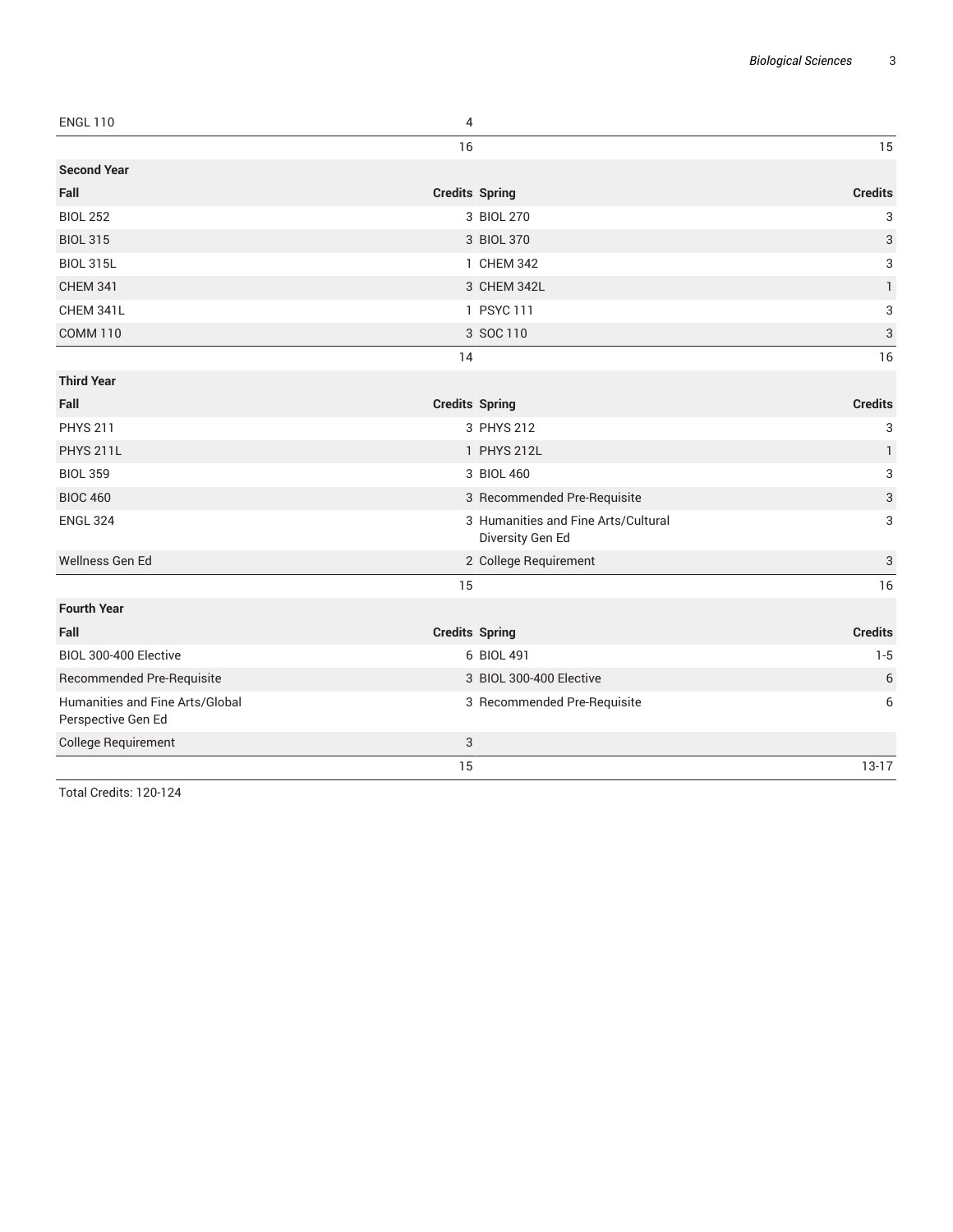| | | | |
|---|---|---|---|
| ENGL 110 | 4 | | |
| | 16 | | 15 |
| **Second Year** | | | |
| **Fall** | **Credits** | **Spring** | **Credits** |
| BIOL 252 | 3 | BIOL 270 | 3 |
| BIOL 315 | 3 | BIOL 370 | 3 |
| BIOL 315L | 1 | CHEM 342 | 3 |
| CHEM 341 | 3 | CHEM 342L | 1 |
| CHEM 341L | 1 | PSYC 111 | 3 |
| COMM 110 | 3 | SOC 110 | 3 |
| | 14 | | 16 |
| **Third Year** | | | |
| **Fall** | **Credits** | **Spring** | **Credits** |
| PHYS 211 | 3 | PHYS 212 | 3 |
| PHYS 211L | 1 | PHYS 212L | 1 |
| BIOL 359 | 3 | BIOL 460 | 3 |
| BIOC 460 | 3 | Recommended Pre-Requisite | 3 |
| ENGL 324 | 3 | Humanities and Fine Arts/Cultural Diversity Gen Ed | 3 |
| Wellness Gen Ed | 2 | College Requirement | 3 |
| | 15 | | 16 |
| **Fourth Year** | | | |
| **Fall** | **Credits** | **Spring** | **Credits** |
| BIOL 300-400 Elective | 6 | BIOL 491 | 1-5 |
| Recommended Pre-Requisite | 3 | BIOL 300-400 Elective | 6 |
| Humanities and Fine Arts/Global Perspective Gen Ed | 3 | Recommended Pre-Requisite | 6 |
| College Requirement | 3 | | |
| | 15 | | 13-17 |

Total Credits: 120-124